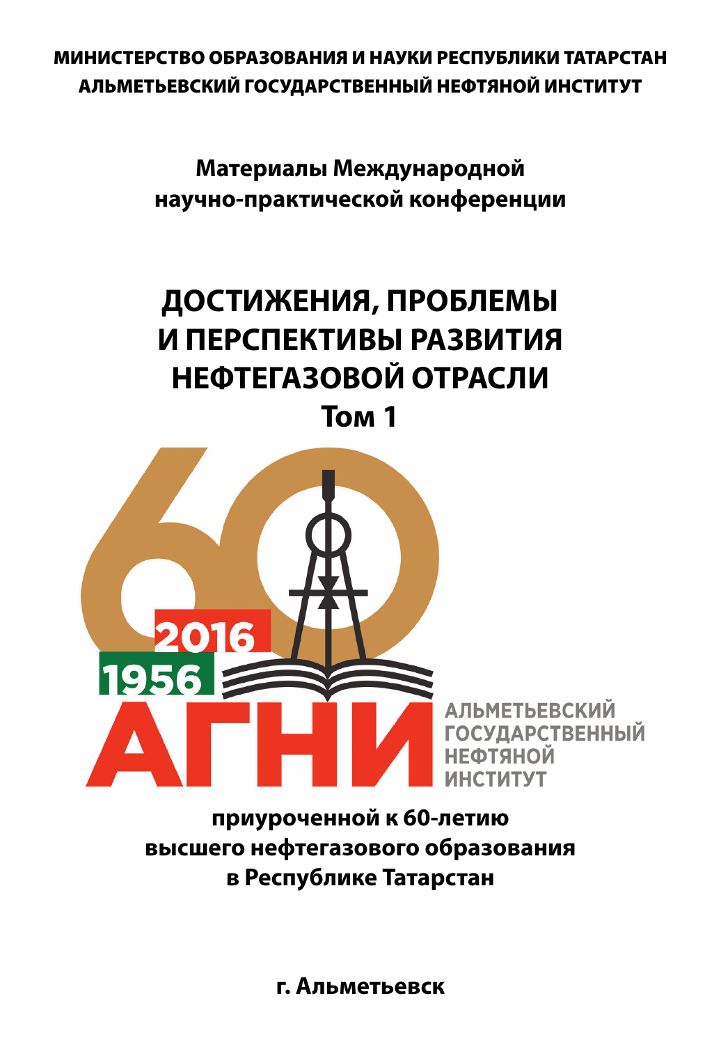**МИНИСТЕРСТВО ОБРАЗОВАНИЯ И НАУКИ РЕСПУБЛИКИ ТАТАРСТАН**
**АЛЬМЕТЬЕВСКИЙ ГОСУДАРСТВЕННЫЙ НЕФТЯНОЙ ИНСТИТУТ**

**Материалы Международной научно-практической конференции**

# ДОСТИЖЕНИЯ, ПРОБЛЕМЫ И ПЕРСПЕКТИВЫ РАЗВИТИЯ НЕФТЕГАЗОВОЙ ОТРАСЛИ

## Том 1

60

2016

1956

АГНИ

АЛЬМЕТЬЕВСКИЙ ГОСУДАРСТВЕННЫЙ НЕФТЯНОЙ ИНСТИТУТ

**приуроченной к 60-летию высшего нефтегазового образования в Республике Татарстан**

**г. Альметьевск**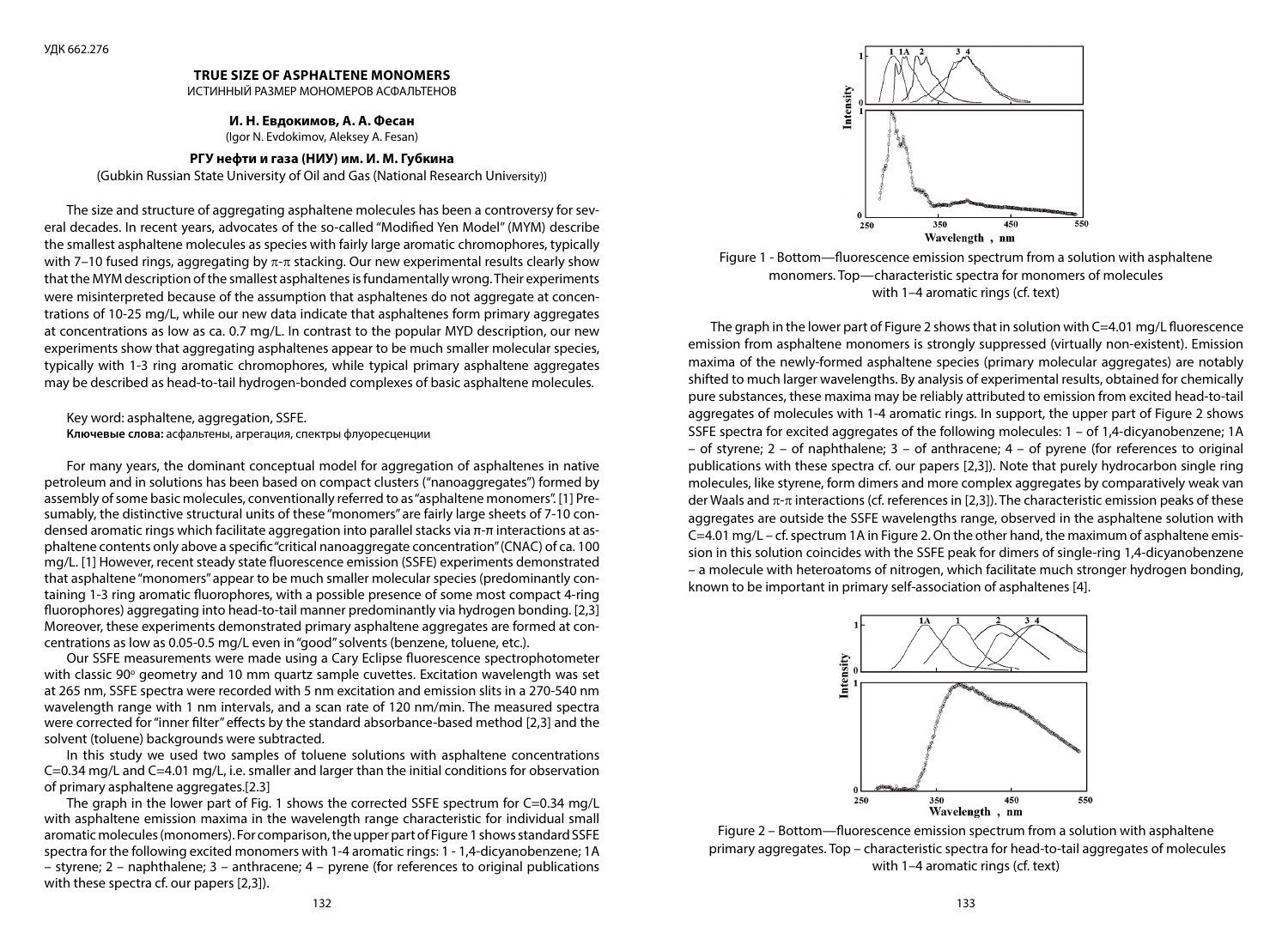УДК 662.276

# TRUE SIZE OF ASPHALTENE MONOMERS

ИСТИННЫЙ РАЗМЕР МОНОМЕРОВ АСФАЛЬТЕНОВ

**И. Н. Евдокимов, А. А. Фесан**

(Igor N. Evdokimov, Aleksey A. Fesan)

**РГУ нефти и газа (НИУ) им. И. М. Губкина**

(Gubkin Russian State University of Oil and Gas (National Research University))

The size and structure of aggregating asphaltene molecules has been a controversy for several decades. In recent years, advocates of the so-called "Modified Yen Model" (MYM) describe the smallest asphaltene molecules as species with fairly large aromatic chromophores, typically with 7–10 fused rings, aggregating by $\pi$-$\pi$ stacking. Our new experimental results clearly show that the MYM description of the smallest asphaltenes is fundamentally wrong. Their experiments were misinterpreted because of the assumption that asphaltenes do not aggregate at concentrations of 10-25 mg/L, while our new data indicate that asphaltenes form primary aggregates at concentrations as low as ca. 0.7 mg/L. In contrast to the popular MYD description, our new experiments show that aggregating asphaltenes appear to be much smaller molecular species, typically with 1-3 ring aromatic chromophores, while typical primary asphaltene aggregates may be described as head-to-tail hydrogen-bonded complexes of basic asphaltene molecules.

Key word: asphaltene, aggregation, SSFE.

**Ключевые слова:** асфальтены, агрегация, спектры флуоресценции

For many years, the dominant conceptual model for aggregation of asphaltenes in native petroleum and in solutions has been based on compact clusters ("nanoaggregates") formed by assembly of some basic molecules, conventionally referred to as "asphaltene monomers". [1] Presumably, the distinctive structural units of these "monomers" are fairly large sheets of 7-10 condensed aromatic rings which facilitate aggregation into parallel stacks via $\pi$-$\pi$ interactions at asphaltene contents only above a specific "critical nanoaggregate concentration" (CNAC) of ca. 100 mg/L. [1] However, recent steady state fluorescence emission (SSFE) experiments demonstrated that asphaltene "monomers" appear to be much smaller molecular species (predominantly containing 1-3 ring aromatic fluorophores, with a possible presence of some most compact 4-ring fluorophores) aggregating into head-to-tail manner predominantly via hydrogen bonding. [2,3] Moreover, these experiments demonstrated primary asphaltene aggregates are formed at concentrations as low as 0.05-0.5 mg/L even in "good" solvents (benzene, toluene, etc.).

Our SSFE measurements were made using a Cary Eclipse fluorescence spectrophotometer with classic 90° geometry and 10 mm quartz sample cuvettes. Excitation wavelength was set at 265 nm, SSFE spectra were recorded with 5 nm excitation and emission slits in a 270-540 nm wavelength range with 1 nm intervals, and a scan rate of 120 nm/min. The measured spectra were corrected for "inner filter" effects by the standard absorbance-based method [2,3] and the solvent (toluene) backgrounds were subtracted.

In this study we used two samples of toluene solutions with asphaltene concentrations C=0.34 mg/L and C=4.01 mg/L, i.e. smaller and larger than the initial conditions for observation of primary asphaltene aggregates.[2.3]

The graph in the lower part of Fig. 1 shows the corrected SSFE spectrum for C=0.34 mg/L with asphaltene emission maxima in the wavelength range characteristic for individual small aromatic molecules (monomers). For comparison, the upper part of Figure 1 shows standard SSFE spectra for the following excited monomers with 1-4 aromatic rings: 1 - 1,4-dicyanobenzene; 1A – styrene; 2 – naphthalene; 3 – anthracene; 4 – pyrene (for references to original publications with these spectra cf. our papers [2,3]).

Figure 1 - Bottom—fluorescence emission spectrum from a solution with asphaltene monomers. Top—characteristic spectra for monomers of molecules with 1–4 aromatic rings (cf. text)

The graph in the lower part of Figure 2 shows that in solution with C=4.01 mg/L fluorescence emission from asphaltene monomers is strongly suppressed (virtually non-existent). Emission maxima of the newly-formed asphaltene species (primary molecular aggregates) are notably shifted to much larger wavelengths. By analysis of experimental results, obtained for chemically pure substances, these maxima may be reliably attributed to emission from excited head-to-tail aggregates of molecules with 1-4 aromatic rings. In support, the upper part of Figure 2 shows SSFE spectra for excited aggregates of the following molecules: 1 – of 1,4-dicyanobenzene; 1A – of styrene; 2 – of naphthalene; 3 – of anthracene; 4 – of pyrene (for references to original publications with these spectra cf. our papers [2,3]). Note that purely hydrocarbon single ring molecules, like styrene, form dimers and more complex aggregates by comparatively weak van der Waals and $\pi$-$\pi$ interactions (cf. references in [2,3]). The characteristic emission peaks of these aggregates are outside the SSFE wavelengths range, observed in the asphaltene solution with C=4.01 mg/L – cf. spectrum 1A in Figure 2. On the other hand, the maximum of asphaltene emission in this solution coincides with the SSFE peak for dimers of single-ring 1,4-dicyanobenzene – a molecule with heteroatoms of nitrogen, which facilitate much stronger hydrogen bonding, known to be important in primary self-association of asphaltenes [4].

Figure 2 – Bottom—fluorescence emission spectrum from a solution with asphaltene primary aggregates. Top – characteristic spectra for head-to-tail aggregates of molecules with 1–4 aromatic rings (cf. text)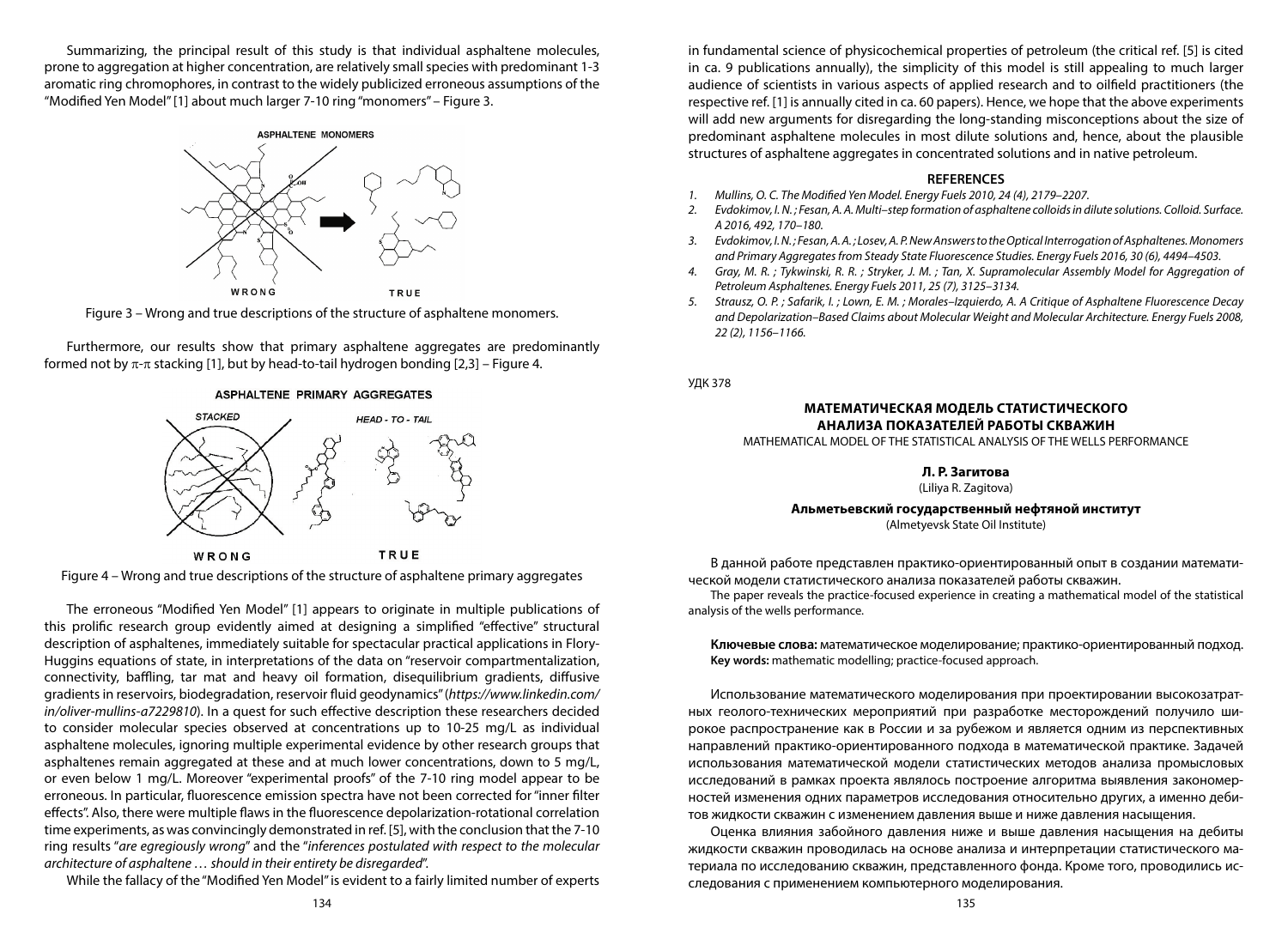Summarizing, the principal result of this study is that individual asphaltene molecules, prone to aggregation at higher concentration, are relatively small species with predominant 1-3 aromatic ring chromophores, in contrast to the widely publicized erroneous assumptions of the "Modified Yen Model" [1] about much larger 7-10 ring "monomers" – Figure 3.

Figure 3 – Wrong and true descriptions of the structure of asphaltene monomers.

Furthermore, our results show that primary asphaltene aggregates are predominantly formed not by π-π stacking [1], but by head-to-tail hydrogen bonding [2,3] – Figure 4.

Figure 4 – Wrong and true descriptions of the structure of asphaltene primary aggregates

The erroneous "Modified Yen Model" [1] appears to originate in multiple publications of this prolific research group evidently aimed at designing a simplified "effective" structural description of asphaltenes, immediately suitable for spectacular practical applications in Flory-Huggins equations of state, in interpretations of the data on "reservoir compartmentalization, connectivity, baffling, tar mat and heavy oil formation, disequilibrium gradients, diffusive gradients in reservoirs, biodegradation, reservoir fluid geodynamics" (*https://www.linkedin.com/in/oliver-mullins-a7229810*). In a quest for such effective description these researchers decided to consider molecular species observed at concentrations up to 10-25 mg/L as individual asphaltene molecules, ignoring multiple experimental evidence by other research groups that asphaltenes remain aggregated at these and at much lower concentrations, down to 5 mg/L, or even below 1 mg/L. Moreover "experimental proofs" of the 7-10 ring model appear to be erroneous. In particular, fluorescence emission spectra have not been corrected for "inner filter effects". Also, there were multiple flaws in the fluorescence depolarization-rotational correlation time experiments, as was convincingly demonstrated in ref. [5], with the conclusion that the 7-10 ring results "*are egregiously wrong*" and the "*inferences postulated with respect to the molecular architecture of asphaltene … should in their entirety be disregarded*".

While the fallacy of the "Modified Yen Model" is evident to a fairly limited number of experts in fundamental science of physicochemical properties of petroleum (the critical ref. [5] is cited in ca. 9 publications annually), the simplicity of this model is still appealing to much larger audience of scientists in various aspects of applied research and to oilfield practitioners (the respective ref. [1] is annually cited in ca. 60 papers). Hence, we hope that the above experiments will add new arguments for disregarding the long-standing misconceptions about the size of predominant asphaltene molecules in most dilute solutions and, hence, about the plausible structures of asphaltene aggregates in concentrated solutions and in native petroleum.

## REFERENCES

1. *Mullins, O. C. The Modified Yen Model. Energy Fuels 2010, 24 (4), 2179–2207.*
2. *Evdokimov, I. N.; Fesan, A. A. Multi–step formation of asphaltene colloids in dilute solutions. Colloid. Surface. A 2016, 492, 170–180.*
3. *Evdokimov, I. N.; Fesan, A. A.; Losev, A. P. New Answers to the Optical Interrogation of Asphaltenes. Monomers and Primary Aggregates from Steady State Fluorescence Studies. Energy Fuels 2016, 30 (6), 4494–4503.*
4. *Gray, M. R.; Tykwinski, R. R.; Stryker, J. M.; Tan, X. Supramolecular Assembly Model for Aggregation of Petroleum Asphaltenes. Energy Fuels 2011, 25 (7), 3125–3134.*
5. *Strausz, O. P.; Safarik, I.; Lown, E. M.; Morales–Izquierdo, A. A Critique of Asphaltene Fluorescence Decay and Depolarization–Based Claims about Molecular Weight and Molecular Architecture. Energy Fuels 2008, 22 (2), 1156–1166.*

УДК 378

# МАТЕМАТИЧЕСКАЯ МОДЕЛЬ СТАТИСТИЧЕСКОГО АНАЛИЗА ПОКАЗАТЕЛЕЙ РАБОТЫ СКВАЖИН

MATHEMATICAL MODEL OF THE STATISTICAL ANALYSIS OF THE WELLS PERFORMANCE

**Л. Р. Загитова**
(Liliya R. Zagitova)

**Альметьевский государственный нефтяной институт**
(Almetyevsk State Oil Institute)

В данной работе представлен практико-ориентированный опыт в создании математической модели статистического анализа показателей работы скважин.

The paper reveals the practice-focused experience in creating a mathematical model of the statistical analysis of the wells performance.

**Ключевые слова:** математическое моделирование; практико-ориентированный подход.
**Key words:** mathematic modelling; practice-focused approach.

Использование математического моделирования при проектировании высокозатратных геолого-технических мероприятий при разработке месторождений получило широкое распространение как в России и за рубежом и является одним из перспективных направлений практико-ориентированного подхода в математической практике. Задачей использования математической модели статистических методов анализа промысловых исследований в рамках проекта являлось построение алгоритма выявления закономерностей изменения одних параметров исследования относительно других, а именно дебитов жидкости скважин с изменением давления выше и ниже давления насыщения.

Оценка влияния забойного давления ниже и выше давления насыщения на дебиты жидкости скважин проводилась на основе анализа и интерпретации статистического материала по исследованию скважин, представленного фонда. Кроме того, проводились исследования с применением компьютерного моделирования.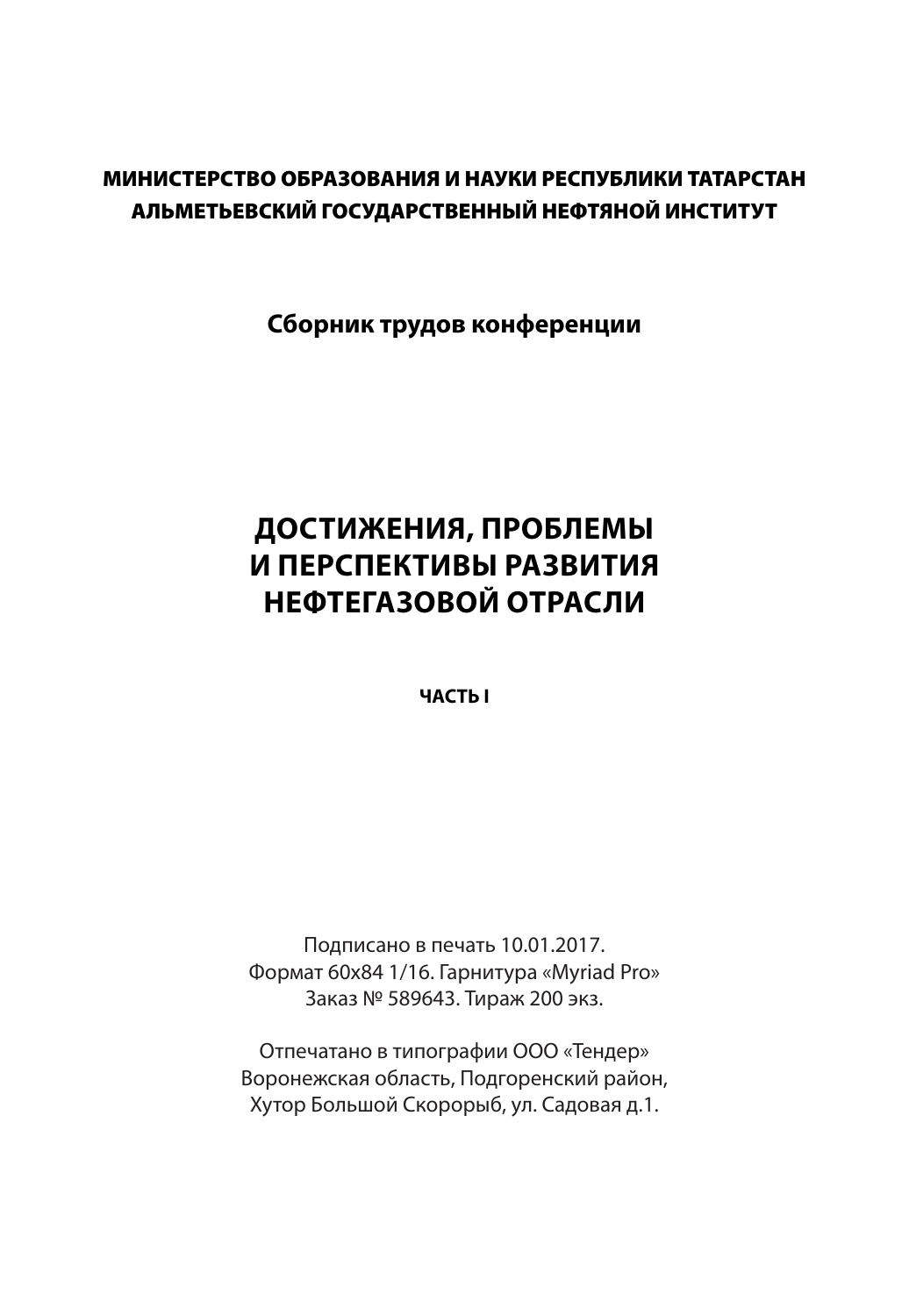**МИНИСТЕРСТВО ОБРАЗОВАНИЯ И НАУКИ РЕСПУБЛИКИ ТАТАРСТАН**
**АЛЬМЕТЬЕВСКИЙ ГОСУДАРСТВЕННЫЙ НЕФТЯНОЙ ИНСТИТУТ**

**Сборник трудов конференции**

# ДОСТИЖЕНИЯ, ПРОБЛЕМЫ И ПЕРСПЕКТИВЫ РАЗВИТИЯ НЕФТЕГАЗОВОЙ ОТРАСЛИ

**ЧАСТЬ I**

Подписано в печать 10.01.2017.
Формат 60x84 1/16. Гарнитура «Myriad Pro»
Заказ № 589643. Тираж 200 экз.

Отпечатано в типографии ООО «Тендер»
Воронежская область, Подгоренский район,
Хутор Большой Скорорыб, ул. Садовая д.1.